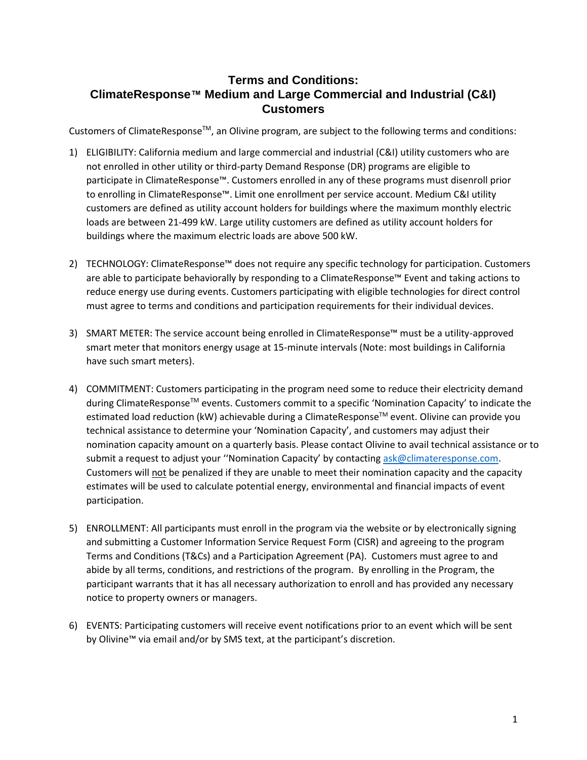# Terms and Conditions: ClimateResponse™ Medium and Large Commercial and Industrial (C&I) Customers

Customers of ClimateResponse™, an Olivine program, are subject to the following terms and conditions:

1) ELIGIBILITY: California medium and large commercial and industrial (C&I) utility customers who are not enrolled in other utility or third-party Demand Response (DR) programs are eligible to participate in ClimateResponse™. Customers enrolled in any of these programs must disenroll prior to enrolling in ClimateResponse™. Limit one enrollment per service account. Medium C&I utility customers are defined as utility account holders for buildings where the maximum monthly electric loads are between 21-499 kW. Large utility customers are defined as utility account holders for buildings where the maximum electric loads are above 500 kW.

2) TECHNOLOGY: ClimateResponse™ does not require any specific technology for participation. Customers are able to participate behaviorally by responding to a ClimateResponse™ Event and taking actions to reduce energy use during events. Customers participating with eligible technologies for direct control must agree to terms and conditions and participation requirements for their individual devices.

3) SMART METER: The service account being enrolled in ClimateResponse™ must be a utility-approved smart meter that monitors energy usage at 15-minute intervals (Note: most buildings in California have such smart meters).

4) COMMITMENT: Customers participating in the program need some to reduce their electricity demand during ClimateResponse™ events. Customers commit to a specific 'Nomination Capacity' to indicate the estimated load reduction (kW) achievable during a ClimateResponse™ event. Olivine can provide you technical assistance to determine your 'Nomination Capacity', and customers may adjust their nomination capacity amount on a quarterly basis. Please contact Olivine to avail technical assistance or to submit a request to adjust your ''Nomination Capacity' by contacting [ask@climateresponse.com](mailto:ask@climateresponse.com). Customers will <u>not</u> be penalized if they are unable to meet their nomination capacity and the capacity estimates will be used to calculate potential energy, environmental and financial impacts of event participation.

5) ENROLLMENT: All participants must enroll in the program via the website or by electronically signing and submitting a Customer Information Service Request Form (CISR) and agreeing to the program Terms and Conditions (T&Cs) and a Participation Agreement (PA). Customers must agree to and abide by all terms, conditions, and restrictions of the program. By enrolling in the Program, the participant warrants that it has all necessary authorization to enroll and has provided any necessary notice to property owners or managers.

6) EVENTS: Participating customers will receive event notifications prior to an event which will be sent by Olivine™ via email and/or by SMS text, at the participant's discretion.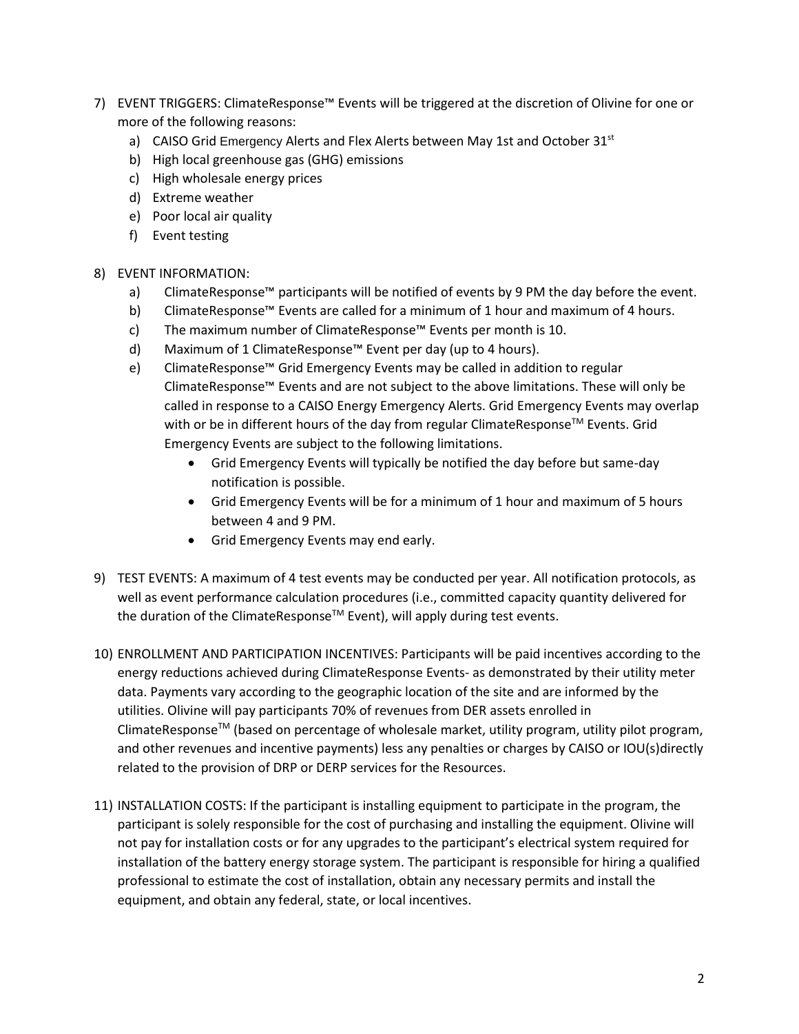7) EVENT TRIGGERS: ClimateResponse™ Events will be triggered at the discretion of Olivine for one or more of the following reasons:
   a) CAISO Grid Emergency Alerts and Flex Alerts between May 1st and October 31st
   b) High local greenhouse gas (GHG) emissions
   c) High wholesale energy prices
   d) Extreme weather
   e) Poor local air quality
   f) Event testing

8) EVENT INFORMATION:
   a) ClimateResponse™ participants will be notified of events by 9 PM the day before the event.
   b) ClimateResponse™ Events are called for a minimum of 1 hour and maximum of 4 hours.
   c) The maximum number of ClimateResponse™ Events per month is 10.
   d) Maximum of 1 ClimateResponse™ Event per day (up to 4 hours).
   e) ClimateResponse™ Grid Emergency Events may be called in addition to regular ClimateResponse™ Events and are not subject to the above limitations. These will only be called in response to a CAISO Energy Emergency Alerts. Grid Emergency Events may overlap with or be in different hours of the day from regular ClimateResponse™ Events. Grid Emergency Events are subject to the following limitations.
      - Grid Emergency Events will typically be notified the day before but same-day notification is possible.
      - Grid Emergency Events will be for a minimum of 1 hour and maximum of 5 hours between 4 and 9 PM.
      - Grid Emergency Events may end early.

9) TEST EVENTS: A maximum of 4 test events may be conducted per year. All notification protocols, as well as event performance calculation procedures (i.e., committed capacity quantity delivered for the duration of the ClimateResponse™ Event), will apply during test events.

10) ENROLLMENT AND PARTICIPATION INCENTIVES: Participants will be paid incentives according to the energy reductions achieved during ClimateResponse Events- as demonstrated by their utility meter data. Payments vary according to the geographic location of the site and are informed by the utilities. Olivine will pay participants 70% of revenues from DER assets enrolled in ClimateResponse™ (based on percentage of wholesale market, utility program, utility pilot program, and other revenues and incentive payments) less any penalties or charges by CAISO or IOU(s)directly related to the provision of DRP or DERP services for the Resources.

11) INSTALLATION COSTS: If the participant is installing equipment to participate in the program, the participant is solely responsible for the cost of purchasing and installing the equipment. Olivine will not pay for installation costs or for any upgrades to the participant's electrical system required for installation of the battery energy storage system. The participant is responsible for hiring a qualified professional to estimate the cost of installation, obtain any necessary permits and install the equipment, and obtain any federal, state, or local incentives.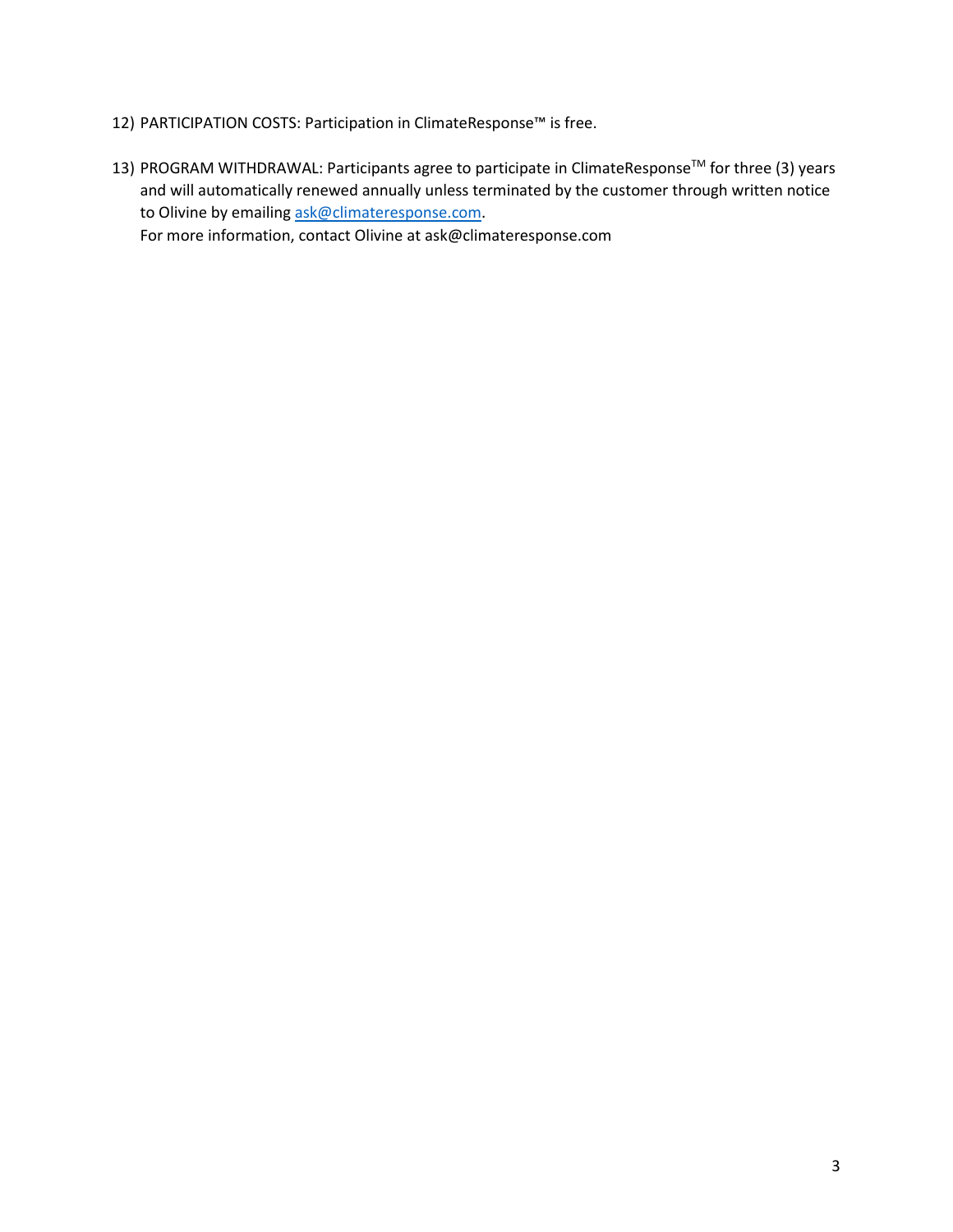12) PARTICIPATION COSTS: Participation in ClimateResponse™ is free.

13) PROGRAM WITHDRAWAL: Participants agree to participate in ClimateResponse™ for three (3) years and will automatically renewed annually unless terminated by the customer through written notice to Olivine by emailing ask@climateresponse.com.
    For more information, contact Olivine at ask@climateresponse.com